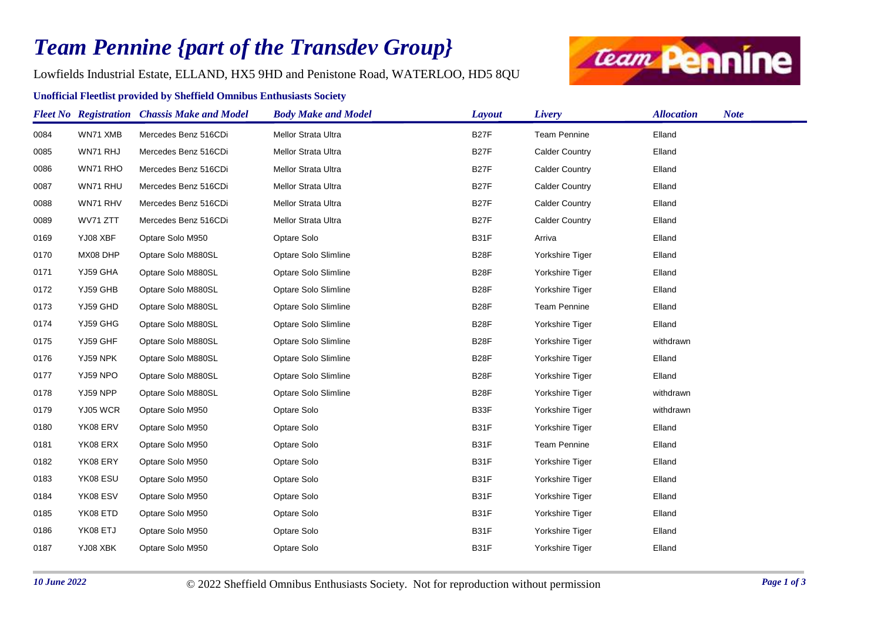# Team Pennine {part of the Transdev Group}

Lowfields Industrial Estate, ELLAND, HX5 9HD and Penistone Road, WATERLOO, HD5 8QU

**Unofficial Fleetlist provided by Sheffield Omnibus Enthusiasts Society**

| Fleet No | Registration | Chassis Make and Model | Body Make and Model | Layout | Livery | Allocation | Note |
|---|---|---|---|---|---|---|---|
| 0084 | WN71 XMB | Mercedes Benz 516CDi | Mellor Strata Ultra | B27F | Team Pennine | Elland | |
| 0085 | WN71 RHJ | Mercedes Benz 516CDi | Mellor Strata Ultra | B27F | Calder Country | Elland | |
| 0086 | WN71 RHO | Mercedes Benz 516CDi | Mellor Strata Ultra | B27F | Calder Country | Elland | |
| 0087 | WN71 RHU | Mercedes Benz 516CDi | Mellor Strata Ultra | B27F | Calder Country | Elland | |
| 0088 | WN71 RHV | Mercedes Benz 516CDi | Mellor Strata Ultra | B27F | Calder Country | Elland | |
| 0089 | WV71 ZTT | Mercedes Benz 516CDi | Mellor Strata Ultra | B27F | Calder Country | Elland | |
| 0169 | YJ08 XBF | Optare Solo M950 | Optare Solo | B31F | Arriva | Elland | |
| 0170 | MX08 DHP | Optare Solo M880SL | Optare Solo Slimline | B28F | Yorkshire Tiger | Elland | |
| 0171 | YJ59 GHA | Optare Solo M880SL | Optare Solo Slimline | B28F | Yorkshire Tiger | Elland | |
| 0172 | YJ59 GHB | Optare Solo M880SL | Optare Solo Slimline | B28F | Yorkshire Tiger | Elland | |
| 0173 | YJ59 GHD | Optare Solo M880SL | Optare Solo Slimline | B28F | Team Pennine | Elland | |
| 0174 | YJ59 GHG | Optare Solo M880SL | Optare Solo Slimline | B28F | Yorkshire Tiger | Elland | |
| 0175 | YJ59 GHF | Optare Solo M880SL | Optare Solo Slimline | B28F | Yorkshire Tiger | withdrawn | |
| 0176 | YJ59 NPK | Optare Solo M880SL | Optare Solo Slimline | B28F | Yorkshire Tiger | Elland | |
| 0177 | YJ59 NPO | Optare Solo M880SL | Optare Solo Slimline | B28F | Yorkshire Tiger | Elland | |
| 0178 | YJ59 NPP | Optare Solo M880SL | Optare Solo Slimline | B28F | Yorkshire Tiger | withdrawn | |
| 0179 | YJ05 WCR | Optare Solo M950 | Optare Solo | B33F | Yorkshire Tiger | withdrawn | |
| 0180 | YK08 ERV | Optare Solo M950 | Optare Solo | B31F | Yorkshire Tiger | Elland | |
| 0181 | YK08 ERX | Optare Solo M950 | Optare Solo | B31F | Team Pennine | Elland | |
| 0182 | YK08 ERY | Optare Solo M950 | Optare Solo | B31F | Yorkshire Tiger | Elland | |
| 0183 | YK08 ESU | Optare Solo M950 | Optare Solo | B31F | Yorkshire Tiger | Elland | |
| 0184 | YK08 ESV | Optare Solo M950 | Optare Solo | B31F | Yorkshire Tiger | Elland | |
| 0185 | YK08 ETD | Optare Solo M950 | Optare Solo | B31F | Yorkshire Tiger | Elland | |
| 0186 | YK08 ETJ | Optare Solo M950 | Optare Solo | B31F | Yorkshire Tiger | Elland | |
| 0187 | YJ08 XBK | Optare Solo M950 | Optare Solo | B31F | Yorkshire Tiger | Elland | |

*10 June 2022*

© 2022 Sheffield Omnibus Enthusiasts Society. Not for reproduction without permission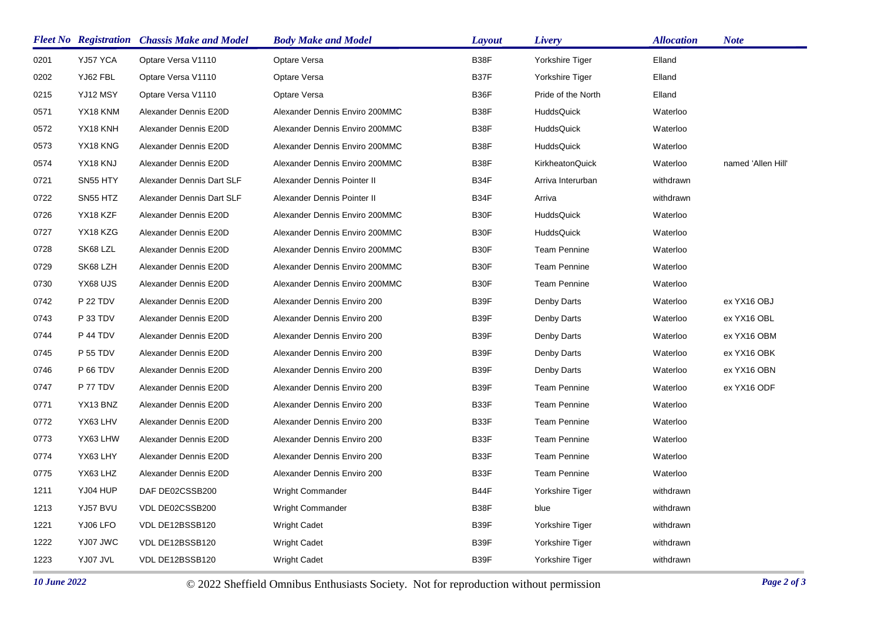| Fleet No | Registration | Chassis Make and Model | Body Make and Model | Layout | Livery | Allocation | Note |
|---|---|---|---|---|---|---|---|
| 0201 | YJ57 YCA | Optare Versa V1110 | Optare Versa | B38F | Yorkshire Tiger | Elland | |
| 0202 | YJ62 FBL | Optare Versa V1110 | Optare Versa | B37F | Yorkshire Tiger | Elland | |
| 0215 | YJ12 MSY | Optare Versa V1110 | Optare Versa | B36F | Pride of the North | Elland | |
| 0571 | YX18 KNM | Alexander Dennis E20D | Alexander Dennis Enviro 200MMC | B38F | HuddsQuick | Waterloo | |
| 0572 | YX18 KNH | Alexander Dennis E20D | Alexander Dennis Enviro 200MMC | B38F | HuddsQuick | Waterloo | |
| 0573 | YX18 KNG | Alexander Dennis E20D | Alexander Dennis Enviro 200MMC | B38F | HuddsQuick | Waterloo | |
| 0574 | YX18 KNJ | Alexander Dennis E20D | Alexander Dennis Enviro 200MMC | B38F | KirkheatonQuick | Waterloo | named 'Allen Hill' |
| 0721 | SN55 HTY | Alexander Dennis Dart SLF | Alexander Dennis Pointer II | B34F | Arriva Interurban | withdrawn | |
| 0722 | SN55 HTZ | Alexander Dennis Dart SLF | Alexander Dennis Pointer II | B34F | Arriva | withdrawn | |
| 0726 | YX18 KZF | Alexander Dennis E20D | Alexander Dennis Enviro 200MMC | B30F | HuddsQuick | Waterloo | |
| 0727 | YX18 KZG | Alexander Dennis E20D | Alexander Dennis Enviro 200MMC | B30F | HuddsQuick | Waterloo | |
| 0728 | SK68 LZL | Alexander Dennis E20D | Alexander Dennis Enviro 200MMC | B30F | Team Pennine | Waterloo | |
| 0729 | SK68 LZH | Alexander Dennis E20D | Alexander Dennis Enviro 200MMC | B30F | Team Pennine | Waterloo | |
| 0730 | YX68 UJS | Alexander Dennis E20D | Alexander Dennis Enviro 200MMC | B30F | Team Pennine | Waterloo | |
| 0742 | P 22 TDV | Alexander Dennis E20D | Alexander Dennis Enviro 200 | B39F | Denby Darts | Waterloo | ex YX16 OBJ |
| 0743 | P 33 TDV | Alexander Dennis E20D | Alexander Dennis Enviro 200 | B39F | Denby Darts | Waterloo | ex YX16 OBL |
| 0744 | P 44 TDV | Alexander Dennis E20D | Alexander Dennis Enviro 200 | B39F | Denby Darts | Waterloo | ex YX16 OBM |
| 0745 | P 55 TDV | Alexander Dennis E20D | Alexander Dennis Enviro 200 | B39F | Denby Darts | Waterloo | ex YX16 OBK |
| 0746 | P 66 TDV | Alexander Dennis E20D | Alexander Dennis Enviro 200 | B39F | Denby Darts | Waterloo | ex YX16 OBN |
| 0747 | P 77 TDV | Alexander Dennis E20D | Alexander Dennis Enviro 200 | B39F | Team Pennine | Waterloo | ex YX16 ODF |
| 0771 | YX13 BNZ | Alexander Dennis E20D | Alexander Dennis Enviro 200 | B33F | Team Pennine | Waterloo | |
| 0772 | YX63 LHV | Alexander Dennis E20D | Alexander Dennis Enviro 200 | B33F | Team Pennine | Waterloo | |
| 0773 | YX63 LHW | Alexander Dennis E20D | Alexander Dennis Enviro 200 | B33F | Team Pennine | Waterloo | |
| 0774 | YX63 LHY | Alexander Dennis E20D | Alexander Dennis Enviro 200 | B33F | Team Pennine | Waterloo | |
| 0775 | YX63 LHZ | Alexander Dennis E20D | Alexander Dennis Enviro 200 | B33F | Team Pennine | Waterloo | |
| 1211 | YJ04 HUP | DAF DE02CSSB200 | Wright Commander | B44F | Yorkshire Tiger | withdrawn | |
| 1213 | YJ57 BVU | VDL DE02CSSB200 | Wright Commander | B38F | blue | withdrawn | |
| 1221 | YJ06 LFO | VDL DE12BSSB120 | Wright Cadet | B39F | Yorkshire Tiger | withdrawn | |
| 1222 | YJ07 JWC | VDL DE12BSSB120 | Wright Cadet | B39F | Yorkshire Tiger | withdrawn | |
| 1223 | YJ07 JVL | VDL DE12BSSB120 | Wright Cadet | B39F | Yorkshire Tiger | withdrawn | |

*10 June 2022* © 2022 Sheffield Omnibus Enthusiasts Society. Not for reproduction without permission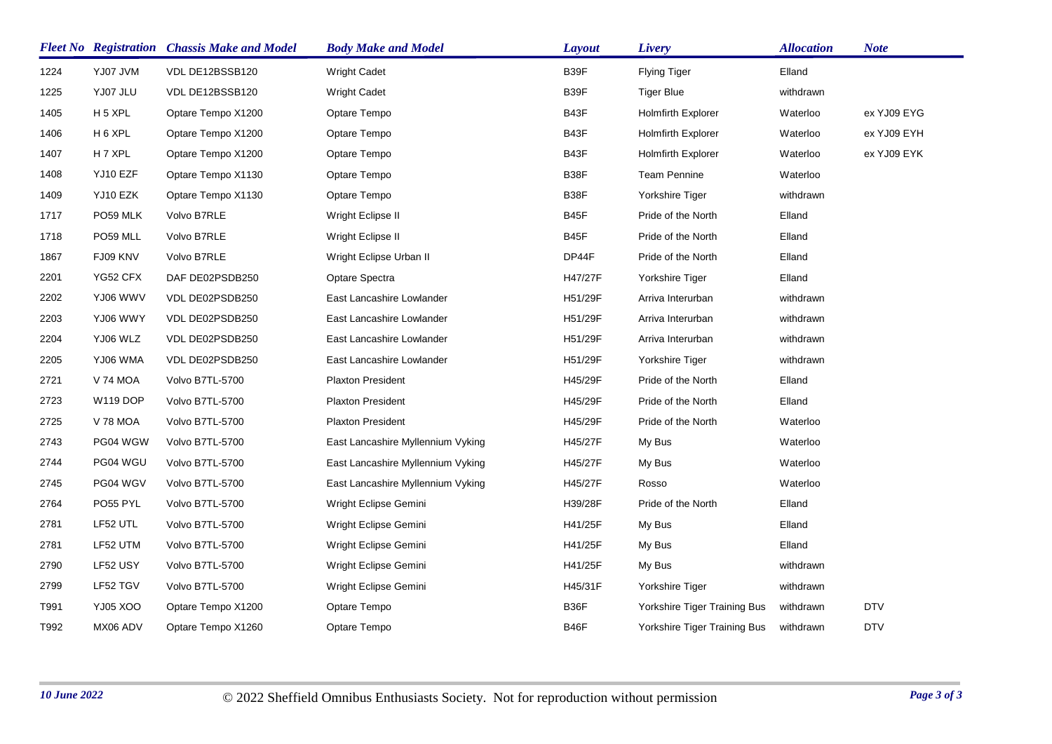| *Fleet No* | *Registration* | *Chassis Make and Model* | *Body Make and Model* | *Layout* | *Livery* | *Allocation* | *Note* |
|---|---|---|---|---|---|---|---|
| 1224 | YJ07 JVM | VDL DE12BSSB120 | Wright Cadet | B39F | Flying Tiger | Elland | |
| 1225 | YJ07 JLU | VDL DE12BSSB120 | Wright Cadet | B39F | Tiger Blue | withdrawn | |
| 1405 | H 5 XPL | Optare Tempo X1200 | Optare Tempo | B43F | Holmfirth Explorer | Waterloo | ex YJ09 EYG |
| 1406 | H 6 XPL | Optare Tempo X1200 | Optare Tempo | B43F | Holmfirth Explorer | Waterloo | ex YJ09 EYH |
| 1407 | H 7 XPL | Optare Tempo X1200 | Optare Tempo | B43F | Holmfirth Explorer | Waterloo | ex YJ09 EYK |
| 1408 | YJ10 EZF | Optare Tempo X1130 | Optare Tempo | B38F | Team Pennine | Waterloo | |
| 1409 | YJ10 EZK | Optare Tempo X1130 | Optare Tempo | B38F | Yorkshire Tiger | withdrawn | |
| 1717 | PO59 MLK | Volvo B7RLE | Wright Eclipse II | B45F | Pride of the North | Elland | |
| 1718 | PO59 MLL | Volvo B7RLE | Wright Eclipse II | B45F | Pride of the North | Elland | |
| 1867 | FJ09 KNV | Volvo B7RLE | Wright Eclipse Urban II | DP44F | Pride of the North | Elland | |
| 2201 | YG52 CFX | DAF DE02PSDB250 | Optare Spectra | H47/27F | Yorkshire Tiger | Elland | |
| 2202 | YJ06 WWV | VDL DE02PSDB250 | East Lancashire Lowlander | H51/29F | Arriva Interurban | withdrawn | |
| 2203 | YJ06 WWY | VDL DE02PSDB250 | East Lancashire Lowlander | H51/29F | Arriva Interurban | withdrawn | |
| 2204 | YJ06 WLZ | VDL DE02PSDB250 | East Lancashire Lowlander | H51/29F | Arriva Interurban | withdrawn | |
| 2205 | YJ06 WMA | VDL DE02PSDB250 | East Lancashire Lowlander | H51/29F | Yorkshire Tiger | withdrawn | |
| 2721 | V 74 MOA | Volvo B7TL-5700 | Plaxton President | H45/29F | Pride of the North | Elland | |
| 2723 | W119 DOP | Volvo B7TL-5700 | Plaxton President | H45/29F | Pride of the North | Elland | |
| 2725 | V 78 MOA | Volvo B7TL-5700 | Plaxton President | H45/29F | Pride of the North | Waterloo | |
| 2743 | PG04 WGW | Volvo B7TL-5700 | East Lancashire Myllennium Vyking | H45/27F | My Bus | Waterloo | |
| 2744 | PG04 WGU | Volvo B7TL-5700 | East Lancashire Myllennium Vyking | H45/27F | My Bus | Waterloo | |
| 2745 | PG04 WGV | Volvo B7TL-5700 | East Lancashire Myllennium Vyking | H45/27F | Rosso | Waterloo | |
| 2764 | PO55 PYL | Volvo B7TL-5700 | Wright Eclipse Gemini | H39/28F | Pride of the North | Elland | |
| 2781 | LF52 UTL | Volvo B7TL-5700 | Wright Eclipse Gemini | H41/25F | My Bus | Elland | |
| 2781 | LF52 UTM | Volvo B7TL-5700 | Wright Eclipse Gemini | H41/25F | My Bus | Elland | |
| 2790 | LF52 USY | Volvo B7TL-5700 | Wright Eclipse Gemini | H41/25F | My Bus | withdrawn | |
| 2799 | LF52 TGV | Volvo B7TL-5700 | Wright Eclipse Gemini | H45/31F | Yorkshire Tiger | withdrawn | |
| T991 | YJ05 XOO | Optare Tempo X1200 | Optare Tempo | B36F | Yorkshire Tiger Training Bus | withdrawn | DTV |
| T992 | MX06 ADV | Optare Tempo X1260 | Optare Tempo | B46F | Yorkshire Tiger Training Bus | withdrawn | DTV |

*10 June 2022* © 2022 Sheffield Omnibus Enthusiasts Society. Not for reproduction without permission